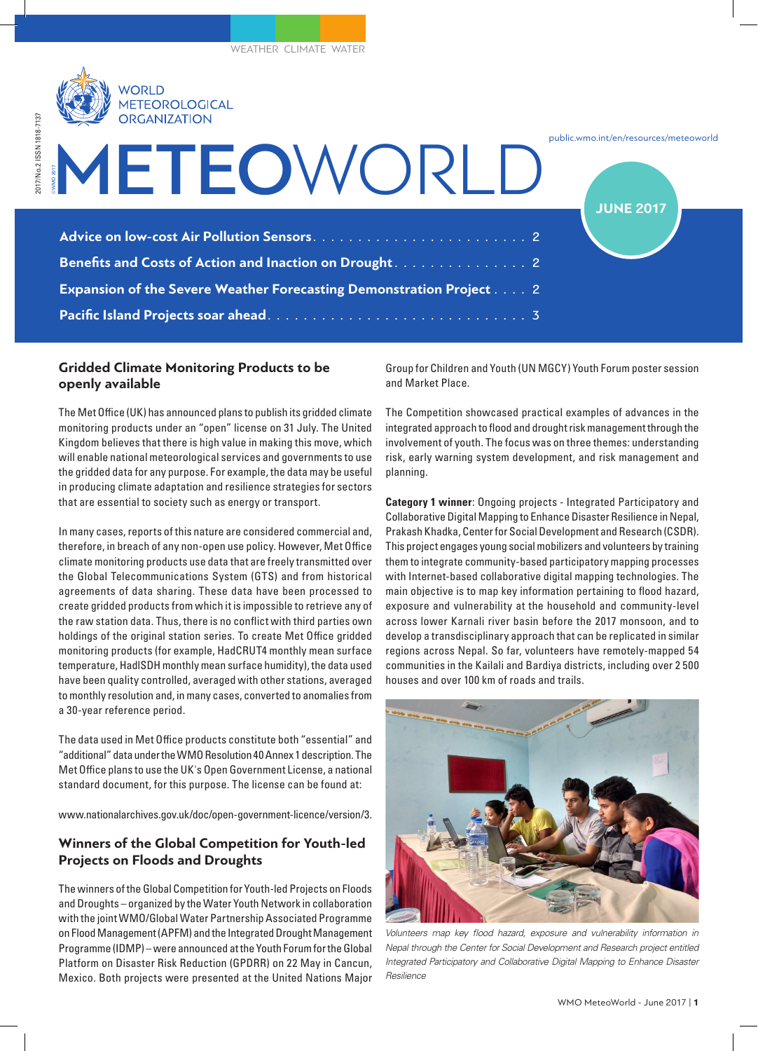WEATHER CLIMATE WATER

WORLD METEOROLOGICAL ORGANIZATION

# METEOWORLD

public.wmo.int/en/resources/meteoworld

JUNE 2017

- **Advice on low-cost Air Pollution Sensors** . . . . . 2
- **Benefits and Costs of Action and Inaction on Drought** . . . . . 2
- **Expansion of the Severe Weather Forecasting Demonstration Project** . . . . 2
- **Pacific Island Projects soar ahead** . . . . . 3

## Gridded Climate Monitoring Products to be openly available

The Met Office (UK) has announced plans to publish its gridded climate monitoring products under an "open" license on 31 July. The United Kingdom believes that there is high value in making this move, which will enable national meteorological services and governments to use the gridded data for any purpose. For example, the data may be useful in producing climate adaptation and resilience strategies for sectors that are essential to society such as energy or transport.

In many cases, reports of this nature are considered commercial and, therefore, in breach of any non-open use policy. However, Met Office climate monitoring products use data that are freely transmitted over the Global Telecommunications System (GTS) and from historical agreements of data sharing. These data have been processed to create gridded products from which it is impossible to retrieve any of the raw station data. Thus, there is no conflict with third parties own holdings of the original station series. To create Met Office gridded monitoring products (for example, HadCRUT4 monthly mean surface temperature, HadISDH monthly mean surface humidity), the data used have been quality controlled, averaged with other stations, averaged to monthly resolution and, in many cases, converted to anomalies from a 30-year reference period.

The data used in Met Office products constitute both "essential" and "additional" data under the WMO Resolution 40 Annex 1 description. The Met Office plans to use the UK's Open Government License, a national standard document, for this purpose. The license can be found at:

www.nationalarchives.gov.uk/doc/open-government-licence/version/3.

## Winners of the Global Competition for Youth-led Projects on Floods and Droughts

The winners of the Global Competition for Youth-led Projects on Floods and Droughts – organized by the Water Youth Network in collaboration with the joint WMO/Global Water Partnership Associated Programme on Flood Management (APFM) and the Integrated Drought Management Programme (IDMP) – were announced at the Youth Forum for the Global Platform on Disaster Risk Reduction (GPDRR) on 22 May in Cancun, Mexico. Both projects were presented at the United Nations Major Group for Children and Youth (UN MGCY) Youth Forum poster session and Market Place.

The Competition showcased practical examples of advances in the integrated approach to flood and drought risk management through the involvement of youth. The focus was on three themes: understanding risk, early warning system development, and risk management and planning.

**Category 1 winner**: Ongoing projects - Integrated Participatory and Collaborative Digital Mapping to Enhance Disaster Resilience in Nepal, Prakash Khadka, Center for Social Development and Research (CSDR). This project engages young social mobilizers and volunteers by training them to integrate community-based participatory mapping processes with Internet-based collaborative digital mapping technologies. The main objective is to map key information pertaining to flood hazard, exposure and vulnerability at the household and community-level across lower Karnali river basin before the 2017 monsoon, and to develop a transdisciplinary approach that can be replicated in similar regions across Nepal. So far, volunteers have remotely-mapped 54 communities in the Kailali and Bardiya districts, including over 2 500 houses and over 100 km of roads and trails.

*Volunteers map key flood hazard, exposure and vulnerability information in Nepal through the Center for Social Development and Research project entitled Integrated Participatory and Collaborative Digital Mapping to Enhance Disaster Resilience*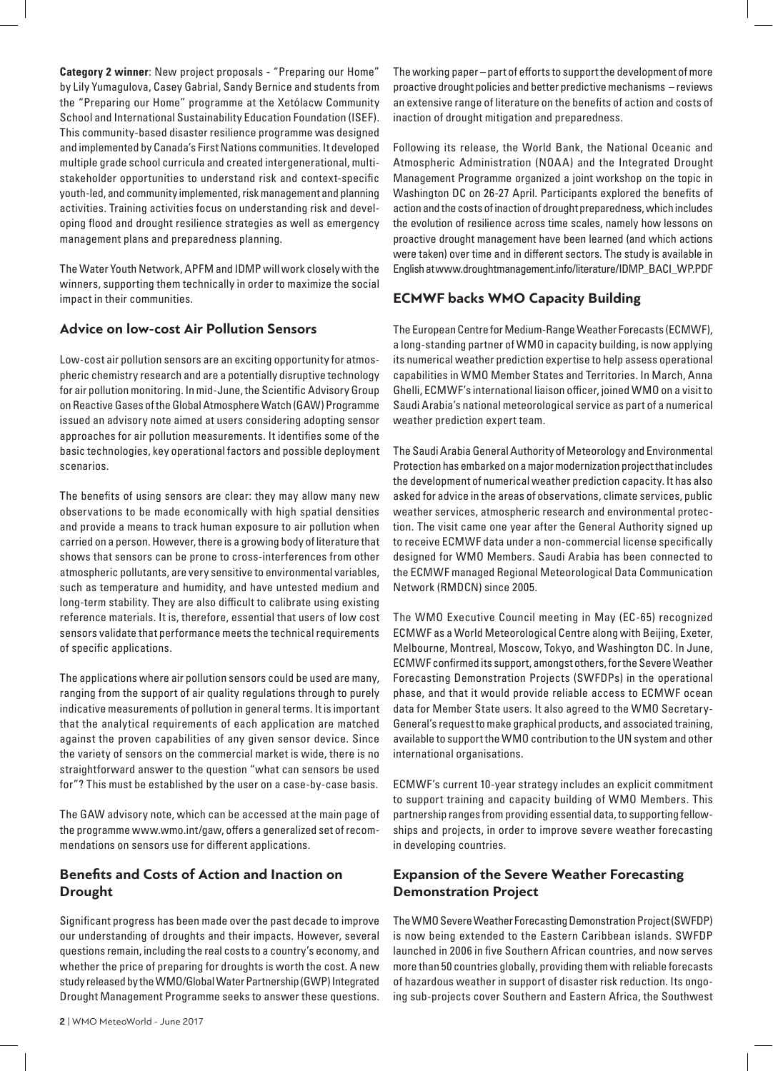**Category 2 winner**: New project proposals - "Preparing our Home" by Lily Yumagulova, Casey Gabrial, Sandy Bernice and students from the "Preparing our Home" programme at the Xetólacw Community School and International Sustainability Education Foundation (ISEF). This community-based disaster resilience programme was designed and implemented by Canada's First Nations communities. It developed multiple grade school curricula and created intergenerational, multi-stakeholder opportunities to understand risk and context-specific youth-led, and community implemented, risk management and planning activities. Training activities focus on understanding risk and developing flood and drought resilience strategies as well as emergency management plans and preparedness planning.

The Water Youth Network, APFM and IDMP will work closely with the winners, supporting them technically in order to maximize the social impact in their communities.

## Advice on low-cost Air Pollution Sensors

Low-cost air pollution sensors are an exciting opportunity for atmospheric chemistry research and are a potentially disruptive technology for air pollution monitoring. In mid-June, the Scientific Advisory Group on Reactive Gases of the Global Atmosphere Watch (GAW) Programme issued an advisory note aimed at users considering adopting sensor approaches for air pollution measurements. It identifies some of the basic technologies, key operational factors and possible deployment scenarios.

The benefits of using sensors are clear: they may allow many new observations to be made economically with high spatial densities and provide a means to track human exposure to air pollution when carried on a person. However, there is a growing body of literature that shows that sensors can be prone to cross-interferences from other atmospheric pollutants, are very sensitive to environmental variables, such as temperature and humidity, and have untested medium and long-term stability. They are also difficult to calibrate using existing reference materials. It is, therefore, essential that users of low cost sensors validate that performance meets the technical requirements of specific applications.

The applications where air pollution sensors could be used are many, ranging from the support of air quality regulations through to purely indicative measurements of pollution in general terms. It is important that the analytical requirements of each application are matched against the proven capabilities of any given sensor device. Since the variety of sensors on the commercial market is wide, there is no straightforward answer to the question "what can sensors be used for"? This must be established by the user on a case-by-case basis.

The GAW advisory note, which can be accessed at the main page of the programme www.wmo.int/gaw, offers a generalized set of recommendations on sensors use for different applications.

## Benefits and Costs of Action and Inaction on Drought

Significant progress has been made over the past decade to improve our understanding of droughts and their impacts. However, several questions remain, including the real costs to a country's economy, and whether the price of preparing for droughts is worth the cost. A new study released by the WMO/Global Water Partnership (GWP) Integrated Drought Management Programme seeks to answer these questions. The working paper – part of efforts to support the development of more proactive drought policies and better predictive mechanisms – reviews an extensive range of literature on the benefits of action and costs of inaction of drought mitigation and preparedness.

Following its release, the World Bank, the National Oceanic and Atmospheric Administration (NOAA) and the Integrated Drought Management Programme organized a joint workshop on the topic in Washington DC on 26-27 April. Participants explored the benefits of action and the costs of inaction of drought preparedness, which includes the evolution of resilience across time scales, namely how lessons on proactive drought management have been learned (and which actions were taken) over time and in different sectors. The study is available in English at www.droughtmanagement.info/literature/IDMP_BACI_WP.PDF

## ECMWF backs WMO Capacity Building

The European Centre for Medium-Range Weather Forecasts (ECMWF), a long-standing partner of WMO in capacity building, is now applying its numerical weather prediction expertise to help assess operational capabilities in WMO Member States and Territories. In March, Anna Ghelli, ECMWF's international liaison officer, joined WMO on a visit to Saudi Arabia's national meteorological service as part of a numerical weather prediction expert team.

The Saudi Arabia General Authority of Meteorology and Environmental Protection has embarked on a major modernization project that includes the development of numerical weather prediction capacity. It has also asked for advice in the areas of observations, climate services, public weather services, atmospheric research and environmental protection. The visit came one year after the General Authority signed up to receive ECMWF data under a non-commercial license specifically designed for WMO Members. Saudi Arabia has been connected to the ECMWF managed Regional Meteorological Data Communication Network (RMDCN) since 2005.

The WMO Executive Council meeting in May (EC-65) recognized ECMWF as a World Meteorological Centre along with Beijing, Exeter, Melbourne, Montreal, Moscow, Tokyo, and Washington DC. In June, ECMWF confirmed its support, amongst others, for the Severe Weather Forecasting Demonstration Projects (SWFDPs) in the operational phase, and that it would provide reliable access to ECMWF ocean data for Member State users. It also agreed to the WMO Secretary-General's request to make graphical products, and associated training, available to support the WMO contribution to the UN system and other international organisations.

ECMWF's current 10-year strategy includes an explicit commitment to support training and capacity building of WMO Members. This partnership ranges from providing essential data, to supporting fellowships and projects, in order to improve severe weather forecasting in developing countries.

## Expansion of the Severe Weather Forecasting Demonstration Project

The WMO Severe Weather Forecasting Demonstration Project (SWFDP) is now being extended to the Eastern Caribbean islands. SWFDP launched in 2006 in five Southern African countries, and now serves more than 50 countries globally, providing them with reliable forecasts of hazardous weather in support of disaster risk reduction. Its ongoing sub-projects cover Southern and Eastern Africa, the Southwest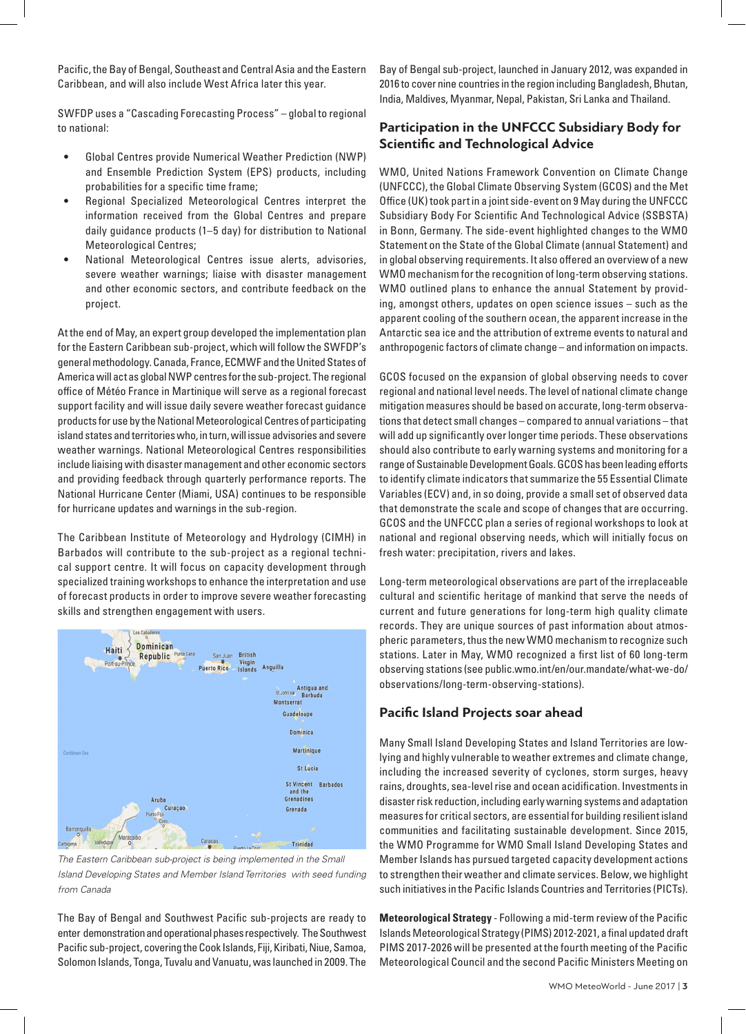Pacific, the Bay of Bengal, Southeast and Central Asia and the Eastern Caribbean, and will also include West Africa later this year.

SWFDP uses a "Cascading Forecasting Process" – global to regional to national:

- Global Centres provide Numerical Weather Prediction (NWP) and Ensemble Prediction System (EPS) products, including probabilities for a specific time frame;
- Regional Specialized Meteorological Centres interpret the information received from the Global Centres and prepare daily guidance products (1–5 day) for distribution to National Meteorological Centres;
- National Meteorological Centres issue alerts, advisories, severe weather warnings; liaise with disaster management and other economic sectors, and contribute feedback on the project.

At the end of May, an expert group developed the implementation plan for the Eastern Caribbean sub-project, which will follow the SWFDP's general methodology. Canada, France, ECMWF and the United States of America will act as global NWP centres for the sub-project. The regional office of Météo France in Martinique will serve as a regional forecast support facility and will issue daily severe weather forecast guidance products for use by the National Meteorological Centres of participating island states and territories who, in turn, will issue advisories and severe weather warnings. National Meteorological Centres responsibilities include liaising with disaster management and other economic sectors and providing feedback through quarterly performance reports. The National Hurricane Center (Miami, USA) continues to be responsible for hurricane updates and warnings in the sub-region.

The Caribbean Institute of Meteorology and Hydrology (CIMH) in Barbados will contribute to the sub-project as a regional technical support centre. It will focus on capacity development through specialized training workshops to enhance the interpretation and use of forecast products in order to improve severe weather forecasting skills and strengthen engagement with users.

*The Eastern Caribbean sub-project is being implemented in the Small Island Developing States and Member Island Territories with seed funding from Canada*

The Bay of Bengal and Southwest Pacific sub-projects are ready to enter demonstration and operational phases respectively. The Southwest Pacific sub-project, covering the Cook Islands, Fiji, Kiribati, Niue, Samoa, Solomon Islands, Tonga, Tuvalu and Vanuatu, was launched in 2009. The Bay of Bengal sub-project, launched in January 2012, was expanded in 2016 to cover nine countries in the region including Bangladesh, Bhutan, India, Maldives, Myanmar, Nepal, Pakistan, Sri Lanka and Thailand.

## Participation in the UNFCCC Subsidiary Body for Scientific and Technological Advice

WMO, United Nations Framework Convention on Climate Change (UNFCCC), the Global Climate Observing System (GCOS) and the Met Office (UK) took part in a joint side-event on 9 May during the UNFCCC Subsidiary Body For Scientific And Technological Advice (SSBSTA) in Bonn, Germany. The side-event highlighted changes to the WMO Statement on the State of the Global Climate (annual Statement) and in global observing requirements. It also offered an overview of a new WMO mechanism for the recognition of long-term observing stations. WMO outlined plans to enhance the annual Statement by providing, amongst others, updates on open science issues – such as the apparent cooling of the southern ocean, the apparent increase in the Antarctic sea ice and the attribution of extreme events to natural and anthropogenic factors of climate change – and information on impacts.

GCOS focused on the expansion of global observing needs to cover regional and national level needs. The level of national climate change mitigation measures should be based on accurate, long-term observations that detect small changes – compared to annual variations – that will add up significantly over longer time periods. These observations should also contribute to early warning systems and monitoring for a range of Sustainable Development Goals. GCOS has been leading efforts to identify climate indicators that summarize the 55 Essential Climate Variables (ECV) and, in so doing, provide a small set of observed data that demonstrate the scale and scope of changes that are occurring. GCOS and the UNFCCC plan a series of regional workshops to look at national and regional observing needs, which will initially focus on fresh water: precipitation, rivers and lakes.

Long-term meteorological observations are part of the irreplaceable cultural and scientific heritage of mankind that serve the needs of current and future generations for long-term high quality climate records. They are unique sources of past information about atmospheric parameters, thus the new WMO mechanism to recognize such stations. Later in May, WMO recognized a first list of 60 long-term observing stations (see public.wmo.int/en/our.mandate/what-we-do/observations/long-term-observing-stations).

## Pacific Island Projects soar ahead

Many Small Island Developing States and Island Territories are low-lying and highly vulnerable to weather extremes and climate change, including the increased severity of cyclones, storm surges, heavy rains, droughts, sea-level rise and ocean acidification. Investments in disaster risk reduction, including early warning systems and adaptation measures for critical sectors, are essential for building resilient island communities and facilitating sustainable development. Since 2015, the WMO Programme for WMO Small Island Developing States and Member Islands has pursued targeted capacity development actions to strengthen their weather and climate services. Below, we highlight such initiatives in the Pacific Islands Countries and Territories (PICTs).

**Meteorological Strategy** - Following a mid-term review of the Pacific Islands Meteorological Strategy (PIMS) 2012-2021, a final updated draft PIMS 2017-2026 will be presented at the fourth meeting of the Pacific Meteorological Council and the second Pacific Ministers Meeting on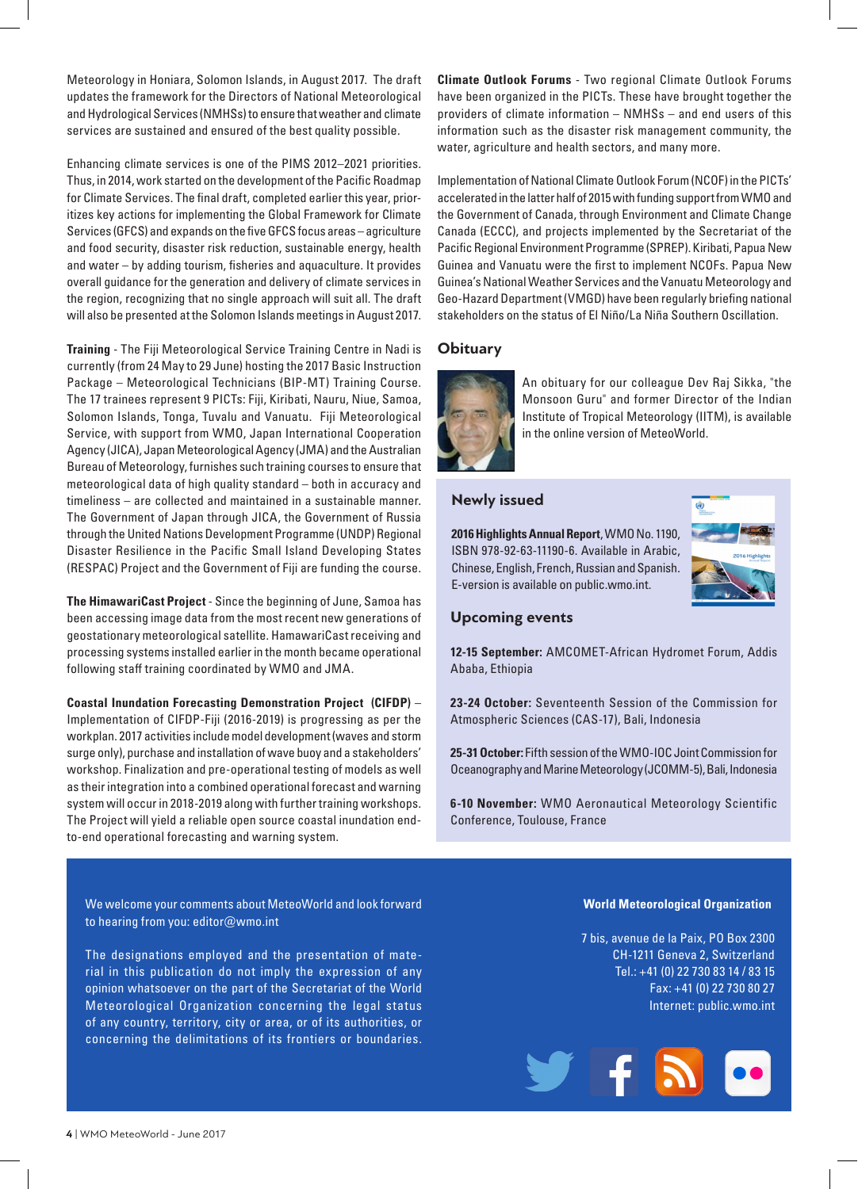Meteorology in Honiara, Solomon Islands, in August 2017. The draft updates the framework for the Directors of National Meteorological and Hydrological Services (NMHSs) to ensure that weather and climate services are sustained and ensured of the best quality possible.

Enhancing climate services is one of the PIMS 2012–2021 priorities. Thus, in 2014, work started on the development of the Pacific Roadmap for Climate Services. The final draft, completed earlier this year, prioritizes key actions for implementing the Global Framework for Climate Services (GFCS) and expands on the five GFCS focus areas – agriculture and food security, disaster risk reduction, sustainable energy, health and water – by adding tourism, fisheries and aquaculture. It provides overall guidance for the generation and delivery of climate services in the region, recognizing that no single approach will suit all. The draft will also be presented at the Solomon Islands meetings in August 2017.

**Training** - The Fiji Meteorological Service Training Centre in Nadi is currently (from 24 May to 29 June) hosting the 2017 Basic Instruction Package – Meteorological Technicians (BIP-MT) Training Course. The 17 trainees represent 9 PICTs: Fiji, Kiribati, Nauru, Niue, Samoa, Solomon Islands, Tonga, Tuvalu and Vanuatu. Fiji Meteorological Service, with support from WMO, Japan International Cooperation Agency (JICA), Japan Meteorological Agency (JMA) and the Australian Bureau of Meteorology, furnishes such training courses to ensure that meteorological data of high quality standard – both in accuracy and timeliness – are collected and maintained in a sustainable manner. The Government of Japan through JICA, the Government of Russia through the United Nations Development Programme (UNDP) Regional Disaster Resilience in the Pacific Small Island Developing States (RESPAC) Project and the Government of Fiji are funding the course.

**The HimawariCast Project** - Since the beginning of June, Samoa has been accessing image data from the most recent new generations of geostationary meteorological satellite. HamawariCast receiving and processing systems installed earlier in the month became operational following staff training coordinated by WMO and JMA.

**Coastal Inundation Forecasting Demonstration Project (CIFDP)** – Implementation of CIFDP-Fiji (2016-2019) is progressing as per the workplan. 2017 activities include model development (waves and storm surge only), purchase and installation of wave buoy and a stakeholders' workshop. Finalization and pre-operational testing of models as well as their integration into a combined operational forecast and warning system will occur in 2018-2019 along with further training workshops. The Project will yield a reliable open source coastal inundation end-to-end operational forecasting and warning system.

**Climate Outlook Forums** - Two regional Climate Outlook Forums have been organized in the PICTs. These have brought together the providers of climate information – NMHSs – and end users of this information such as the disaster risk management community, the water, agriculture and health sectors, and many more.

Implementation of National Climate Outlook Forum (NCOF) in the PICTs' accelerated in the latter half of 2015 with funding support from WMO and the Government of Canada, through Environment and Climate Change Canada (ECCC), and projects implemented by the Secretariat of the Pacific Regional Environment Programme (SPREP). Kiribati, Papua New Guinea and Vanuatu were the first to implement NCOFs. Papua New Guinea's National Weather Services and the Vanuatu Meteorology and Geo-Hazard Department (VMGD) have been regularly briefing national stakeholders on the status of El Niño/La Niña Southern Oscillation.

## Obituary

An obituary for our colleague Dev Raj Sikka, "the Monsoon Guru" and former Director of the Indian Institute of Tropical Meteorology (IITM), is available in the online version of MeteoWorld.

## Newly issued

**2016 Highlights Annual Report**, WMO No. 1190, ISBN 978-92-63-11190-6. Available in Arabic, Chinese, English, French, Russian and Spanish. E-version is available on public.wmo.int.

## Upcoming events

**12-15 September:** AMCOMET-African Hydromet Forum, Addis Ababa, Ethiopia

**23-24 October:** Seventeenth Session of the Commission for Atmospheric Sciences (CAS-17), Bali, Indonesia

**25-31 October:** Fifth session of the WMO-IOC Joint Commission for Oceanography and Marine Meteorology (JCOMM-5), Bali, Indonesia

**6-10 November:** WMO Aeronautical Meteorology Scientific Conference, Toulouse, France

We welcome your comments about MeteoWorld and look forward to hearing from you: editor@wmo.int

The designations employed and the presentation of material in this publication do not imply the expression of any opinion whatsoever on the part of the Secretariat of the World Meteorological Organization concerning the legal status of any country, territory, city or area, or of its authorities, or concerning the delimitations of its frontiers or boundaries.

**World Meteorological Organization**

7 bis, avenue de la Paix, PO Box 2300
CH-1211 Geneva 2, Switzerland
Tel.: +41 (0) 22 730 83 14 / 83 15
Fax: +41 (0) 22 730 80 27
Internet: public.wmo.int